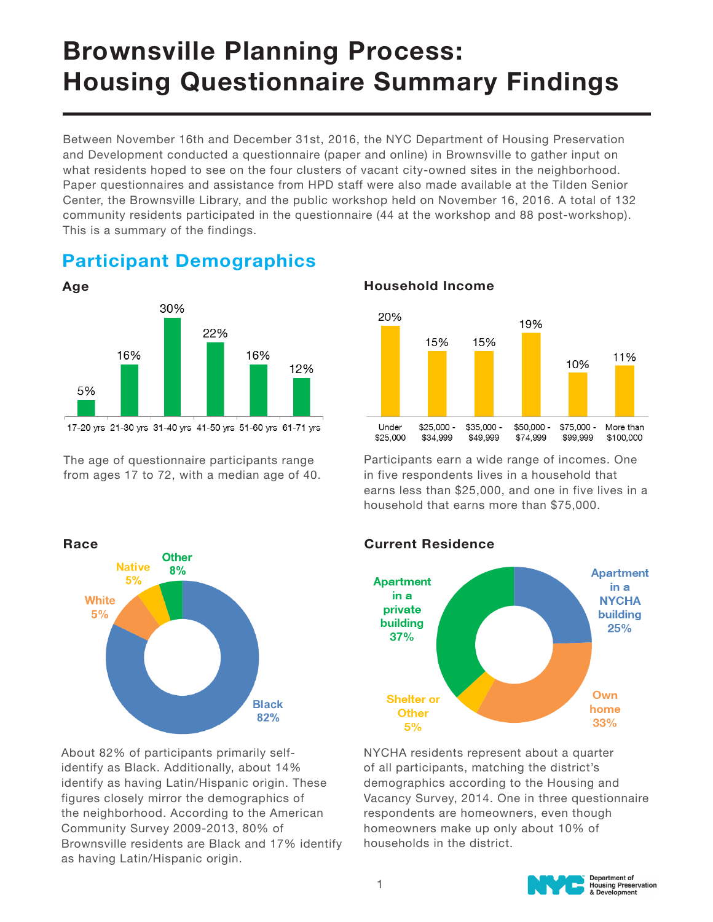# Brownsville Planning Process: Housing Questionnaire Summary Findings

Between November 16th and December 31st, 2016, the NYC Department of Housing Preservation and Development conducted a questionnaire (paper and online) in Brownsville to gather input on what residents hoped to see on the four clusters of vacant city-owned sites in the neighborhood. Paper questionnaires and assistance from HPD staff were also made available at the Tilden Senior Center, the Brownsville Library, and the public workshop held on November 16, 2016. A total of 132 community residents participated in the questionnaire (44 at the workshop and 88 post-workshop). This is a summary of the findings.

## Participant Demographics

### Age

| 17-20 yrs | 21-30 yrs | 31-40 yrs | 41-50 yrs | 51-60 yrs | 61-71 yrs |
|---|---|---|---|---|---|
| 5% | 16% | 30% | 22% | 16% | 12% |

The age of questionnaire participants range from ages 17 to 72, with a median age of 40.

### Household Income

| Under $25,000 | $25,000 - $34,999 | $35,000 - $49,999 | $50,000 - $74,999 | $75,000 - $99,999 | More than $100,000 |
|---|---|---|---|---|---|
| 20% | 15% | 15% | 19% | 10% | 11% |

Participants earn a wide range of incomes. One in five respondents lives in a household that earns less than $25,000, and one in five lives in a household that earns more than $75,000.

### Race

| Race | Percent |
|---|---|
| Black | 82% |
| White | 5% |
| Native | 5% |
| Other | 8% |

About 82% of participants primarily self-identify as Black. Additionally, about 14% identify as having Latin/Hispanic origin. These figures closely mirror the demographics of the neighborhood. According to the American Community Survey 2009-2013, 80% of Brownsville residents are Black and 17% identify as having Latin/Hispanic origin.

### Current Residence

| Current Residence | Percent |
|---|---|
| Apartment in a NYCHA building | 25% |
| Own home | 33% |
| Shelter or Other | 5% |
| Apartment in a private building | 37% |

NYCHA residents represent about a quarter of all participants, matching the district's demographics according to the Housing and Vacancy Survey, 2014. One in three questionnaire respondents are homeowners, even though homeowners make up only about 10% of households in the district.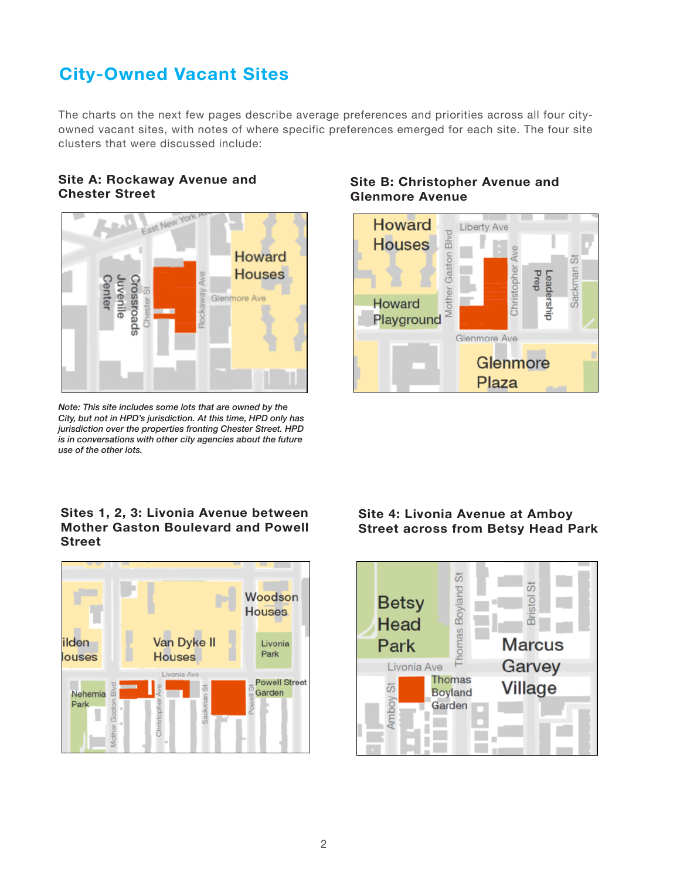# City-Owned Vacant Sites

The charts on the next few pages describe average preferences and priorities across all four city-owned vacant sites, with notes of where specific preferences emerged for each site. The four site clusters that were discussed include:

### Site A: Rockaway Avenue and Chester Street

*Note: This site includes some lots that are owned by the City, but not in HPD's jurisdiction. At this time, HPD only has jurisdiction over the properties fronting Chester Street. HPD is in conversations with other city agencies about the future use of the other lots.*

### Site B: Christopher Avenue and Glenmore Avenue

### Sites 1, 2, 3: Livonia Avenue between Mother Gaston Boulevard and Powell Street

### Site 4: Livonia Avenue at Amboy Street across from Betsy Head Park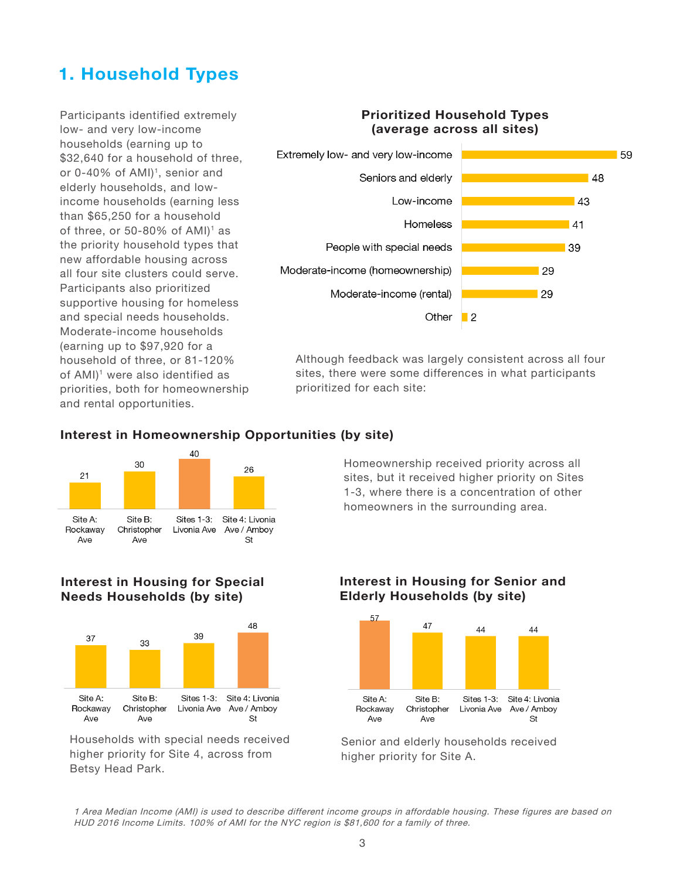## 1. Household Types

Participants identified extremely low- and very low-income households (earning up to $32,640 for a household of three, or 0-40% of AMI)[1], senior and elderly households, and low-income households (earning less than $65,250 for a household of three, or 50-80% of AMI)[1] as the priority household types that new affordable housing across all four site clusters could serve. Participants also prioritized supportive housing for homeless and special needs households. Moderate-income households (earning up to $97,920 for a household of three, or 81-120% of AMI)[1] were also identified as priorities, both for homeownership and rental opportunities.

**Prioritized Household Types (average across all sites)**

| Household Type | Average |
|---|---|
| Extremely low- and very low-income | 59 |
| Seniors and elderly | 48 |
| Low-income | 43 |
| Homeless | 41 |
| People with special needs | 39 |
| Moderate-income (homeownership) | 29 |
| Moderate-income (rental) | 29 |
| Other | 2 |

Although feedback was largely consistent across all four sites, there were some differences in what participants prioritized for each site:

### Interest in Homeownership Opportunities (by site)

| Site A: Rockaway Ave | Site B: Christopher Ave | Sites 1-3: Livonia Ave | Site 4: Livonia Ave / Amboy St |
|---|---|---|---|
| 21 | 30 | 40 | 26 |

Homeownership received priority across all sites, but it received higher priority on Sites 1-3, where there is a concentration of other homeowners in the surrounding area.

### Interest in Housing for Special Needs Households (by site)

| Site A: Rockaway Ave | Site B: Christopher Ave | Sites 1-3: Livonia Ave | Site 4: Livonia Ave / Amboy St |
|---|---|---|---|
| 37 | 33 | 39 | 48 |

Households with special needs received higher priority for Site 4, across from Betsy Head Park.

### Interest in Housing for Senior and Elderly Households (by site)

| Site A: Rockaway Ave | Site B: Christopher Ave | Sites 1-3: Livonia Ave | Site 4: Livonia Ave / Amboy St |
|---|---|---|---|
| 57 | 47 | 44 | 44 |

Senior and elderly households received higher priority for Site A.

*1 Area Median Income (AMI) is used to describe different income groups in affordable housing. These figures are based on HUD 2016 Income Limits. 100% of AMI for the NYC region is $81,600 for a family of three.*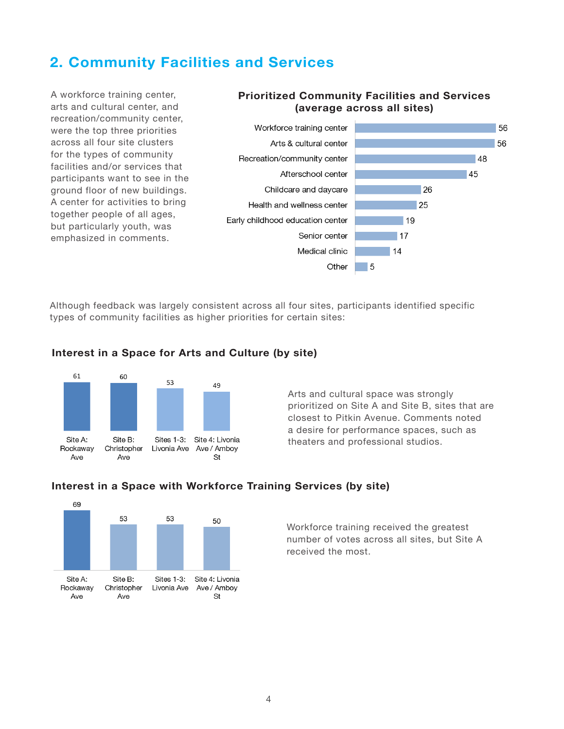## 2. Community Facilities and Services

A workforce training center, arts and cultural center, and recreation/community center, were the top three priorities across all four site clusters for the types of community facilities and/or services that participants want to see in the ground floor of new buildings. A center for activities to bring together people of all ages, but particularly youth, was emphasized in comments.

**Prioritized Community Facilities and Services (average across all sites)**

| Facility/Service | Value |
|---|---|
| Workforce training center | 56 |
| Arts & cultural center | 56 |
| Recreation/community center | 48 |
| Afterschool center | 45 |
| Childcare and daycare | 26 |
| Health and wellness center | 25 |
| Early childhood education center | 19 |
| Senior center | 17 |
| Medical clinic | 14 |
| Other | 5 |

Although feedback was largely consistent across all four sites, participants identified specific types of community facilities as higher priorities for certain sites:

**Interest in a Space for Arts and Culture (by site)**

| Site | Value |
|---|---|
| Site A: Rockaway Ave | 61 |
| Site B: Christopher Ave | 60 |
| Sites 1-3: Livonia Ave | 53 |
| Site 4: Livonia Ave / Amboy St | 49 |

Arts and cultural space was strongly prioritized on Site A and Site B, sites that are closest to Pitkin Avenue. Comments noted a desire for performance spaces, such as theaters and professional studios.

**Interest in a Space with Workforce Training Services (by site)**

| Site | Value |
|---|---|
| Site A: Rockaway Ave | 69 |
| Site B: Christopher Ave | 53 |
| Sites 1-3: Livonia Ave | 53 |
| Site 4: Livonia Ave / Amboy St | 50 |

Workforce training received the greatest number of votes across all sites, but Site A received the most.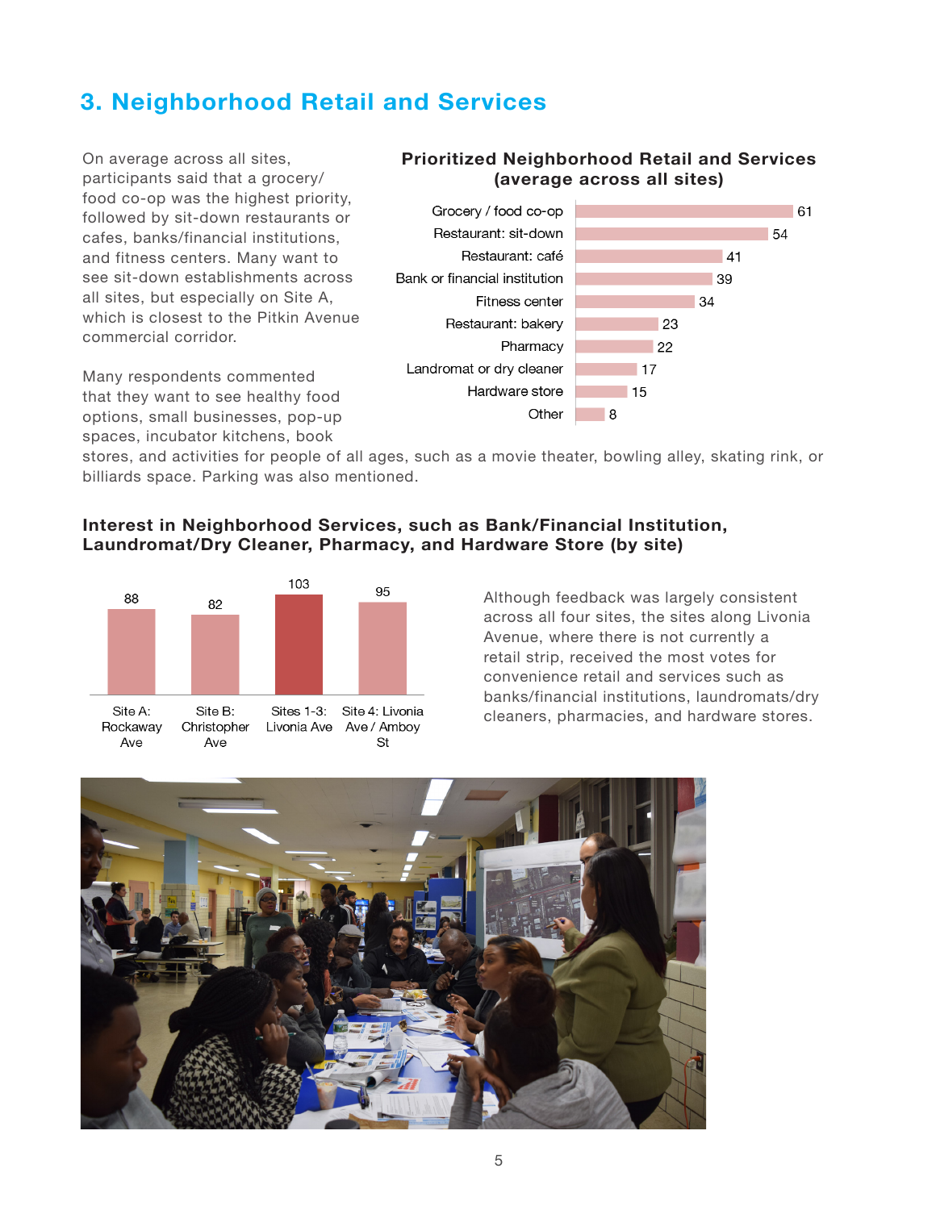## 3. Neighborhood Retail and Services

On average across all sites, participants said that a grocery/food co-op was the highest priority, followed by sit-down restaurants or cafes, banks/financial institutions, and fitness centers. Many want to see sit-down establishments across all sites, but especially on Site A, which is closest to the Pitkin Avenue commercial corridor.

Many respondents commented that they want to see healthy food options, small businesses, pop-up spaces, incubator kitchens, book stores, and activities for people of all ages, such as a movie theater, bowling alley, skating rink, or billiards space. Parking was also mentioned.

**Prioritized Neighborhood Retail and Services (average across all sites)**

| Retail/Service | Value |
|---|---|
| Grocery / food co-op | 61 |
| Restaurant: sit-down | 54 |
| Restaurant: café | 41 |
| Bank or financial institution | 39 |
| Fitness center | 34 |
| Restaurant: bakery | 23 |
| Pharmacy | 22 |
| Landromat or dry cleaner | 17 |
| Hardware store | 15 |
| Other | 8 |

**Interest in Neighborhood Services, such as Bank/Financial Institution, Laundromat/Dry Cleaner, Pharmacy, and Hardware Store (by site)**

| Site | Value |
|---|---|
| Site A: Rockaway Ave | 88 |
| Site B: Christopher Ave | 82 |
| Sites 1-3: Livonia Ave | 103 |
| Site 4: Livonia Ave / Amboy St | 95 |

Although feedback was largely consistent across all four sites, the sites along Livonia Avenue, where there is not currently a retail strip, received the most votes for convenience retail and services such as banks/financial institutions, laundromats/dry cleaners, pharmacies, and hardware stores.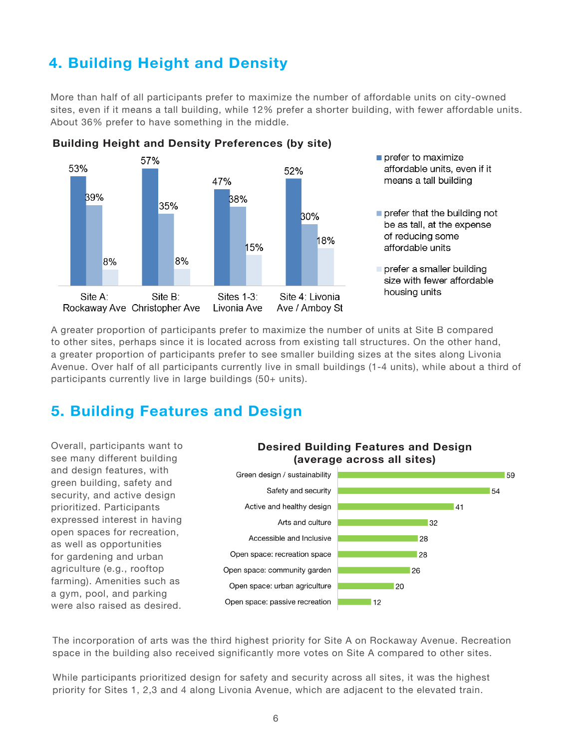## 4. Building Height and Density

More than half of all participants prefer to maximize the number of affordable units on city-owned sites, even if it means a tall building, while 12% prefer a shorter building, with fewer affordable units. About 36% prefer to have something in the middle.

**Building Height and Density Preferences (by site)**

53%
39%
8%
57%
35%
8%
47%
38%
15%
52%
30%
18%

Site A: Rockaway Ave
Site B: Christopher Ave
Sites 1-3: Livonia Ave
Site 4: Livonia Ave / Amboy St

prefer to maximize affordable units, even if it means a tall building
prefer that the building not be as tall, at the expense of reducing some affordable units
prefer a smaller building size with fewer affordable housing units

A greater proportion of participants prefer to maximize the number of units at Site B compared to other sites, perhaps since it is located across from existing tall structures. On the other hand, a greater proportion of participants prefer to see smaller building sizes at the sites along Livonia Avenue. Over half of all participants currently live in small buildings (1-4 units), while about a third of participants currently live in large buildings (50+ units).

## 5. Building Features and Design

Overall, participants want to see many different building and design features, with green building, safety and security, and active design prioritized. Participants expressed interest in having open spaces for recreation, as well as opportunities for gardening and urban agriculture (e.g., rooftop farming). Amenities such as a gym, pool, and parking were also raised as desired.

**Desired Building Features and Design (average across all sites)**

Green design / sustainability 59
Safety and security 54
Active and healthy design 41
Arts and culture 32
Accessible and Inclusive 28
Open space: recreation space 28
Open space: community garden 26
Open space: urban agriculture 20
Open space: passive recreation 12

The incorporation of arts was the third highest priority for Site A on Rockaway Avenue. Recreation space in the building also received significantly more votes on Site A compared to other sites.

While participants prioritized design for safety and security across all sites, it was the highest priority for Sites 1, 2,3 and 4 along Livonia Avenue, which are adjacent to the elevated train.